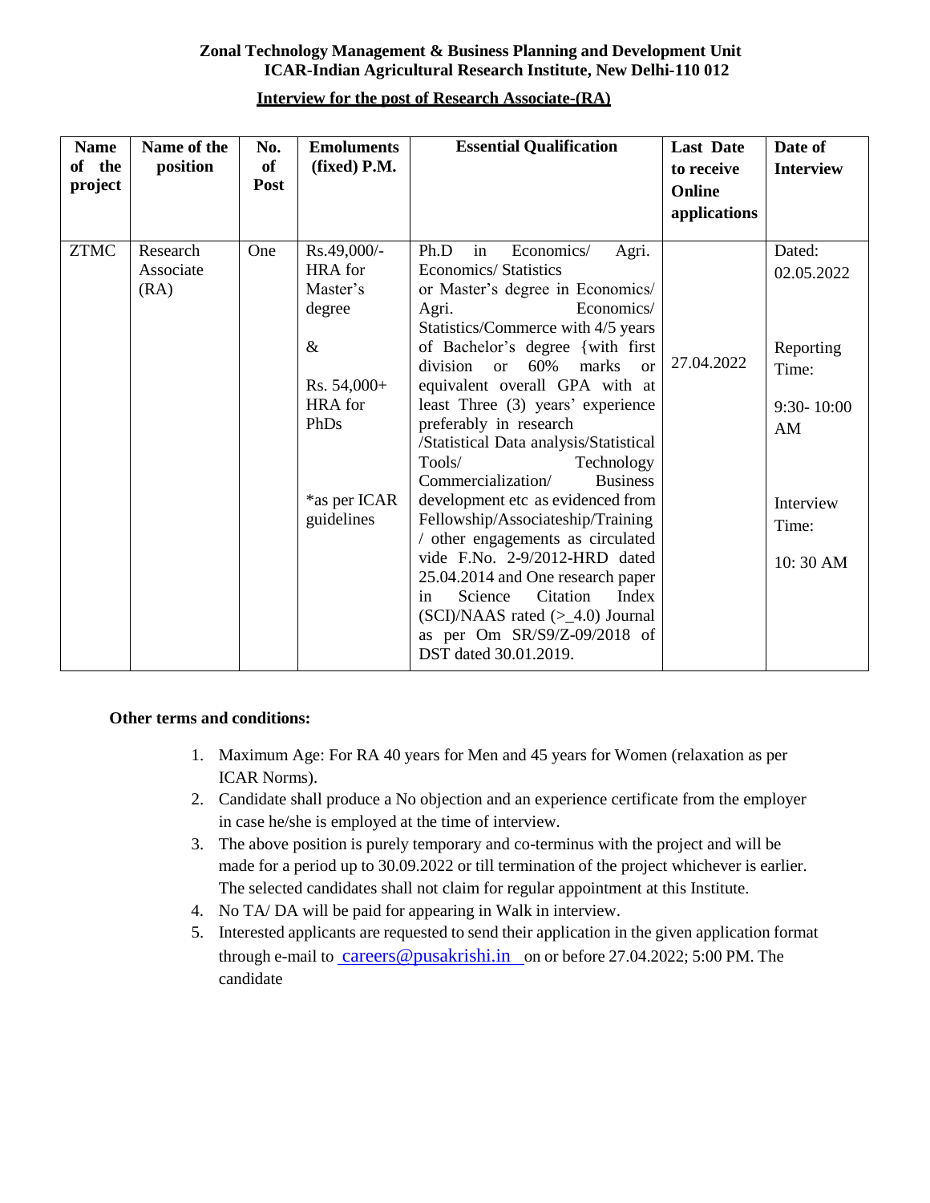**Zonal Technology Management & Business Planning and Development Unit**
**ICAR-Indian Agricultural Research Institute, New Delhi-110 012**

**Interview for the post of Research Associate-(RA)**

| Name of the project | Name of the position | No. of Post | Emoluments (fixed) P.M. | Essential Qualification | Last Date to receive Online applications | Date of Interview |
|---|---|---|---|---|---|---|
| ZTMC | Research Associate (RA) | One | Rs.49,000/- HRA for Master's degree & Rs. 54,000+ HRA for PhDs *as per ICAR guidelines | Ph.D in Economics/ Agri. Economics/ Statistics or Master's degree in Economics/ Agri. Economics/ Statistics/Commerce with 4/5 years of Bachelor's degree {with first division or 60% marks or equivalent overall GPA with at least Three (3) years' experience preferably in research /Statistical Data analysis/Statistical Tools/ Technology Commercialization/ Business development etc as evidenced from Fellowship/Associateship/Training / other engagements as circulated vide F.No. 2-9/2012-HRD dated 25.04.2014 and One research paper in Science Citation Index (SCI)/NAAS rated (>_4.0) Journal as per Om SR/S9/Z-09/2018 of DST dated 30.01.2019. | 27.04.2022 | Dated: 02.05.2022 Reporting Time: 9:30- 10:00 AM Interview Time: 10: 30 AM |

**Other terms and conditions:**

1. Maximum Age: For RA 40 years for Men and 45 years for Women (relaxation as per ICAR Norms).
2. Candidate shall produce a No objection and an experience certificate from the employer in case he/she is employed at the time of interview.
3. The above position is purely temporary and co-terminus with the project and will be made for a period up to 30.09.2022 or till termination of the project whichever is earlier. The selected candidates shall not claim for regular appointment at this Institute.
4. No TA/ DA will be paid for appearing in Walk in interview.
5. Interested applicants are requested to send their application in the given application format through e-mail to careers@pusakrishi.in on or before 27.04.2022; 5:00 PM. The candidate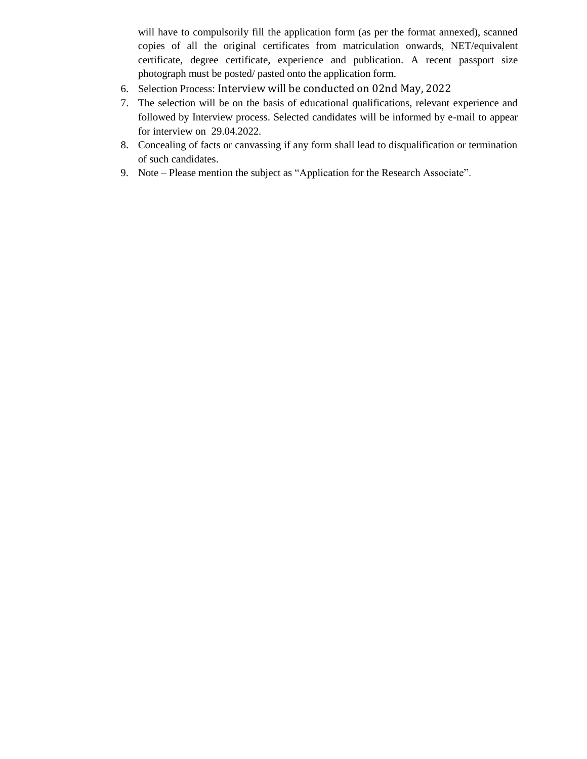will have to compulsorily fill the application form (as per the format annexed), scanned copies of all the original certificates from matriculation onwards, NET/equivalent certificate, degree certificate, experience and publication. A recent passport size photograph must be posted/ pasted onto the application form.

6. Selection Process: Interview will be conducted on 02nd May, 2022
7. The selection will be on the basis of educational qualifications, relevant experience and followed by Interview process. Selected candidates will be informed by e-mail to appear for interview on 29.04.2022.
8. Concealing of facts or canvassing if any form shall lead to disqualification or termination of such candidates.
9. Note – Please mention the subject as "Application for the Research Associate".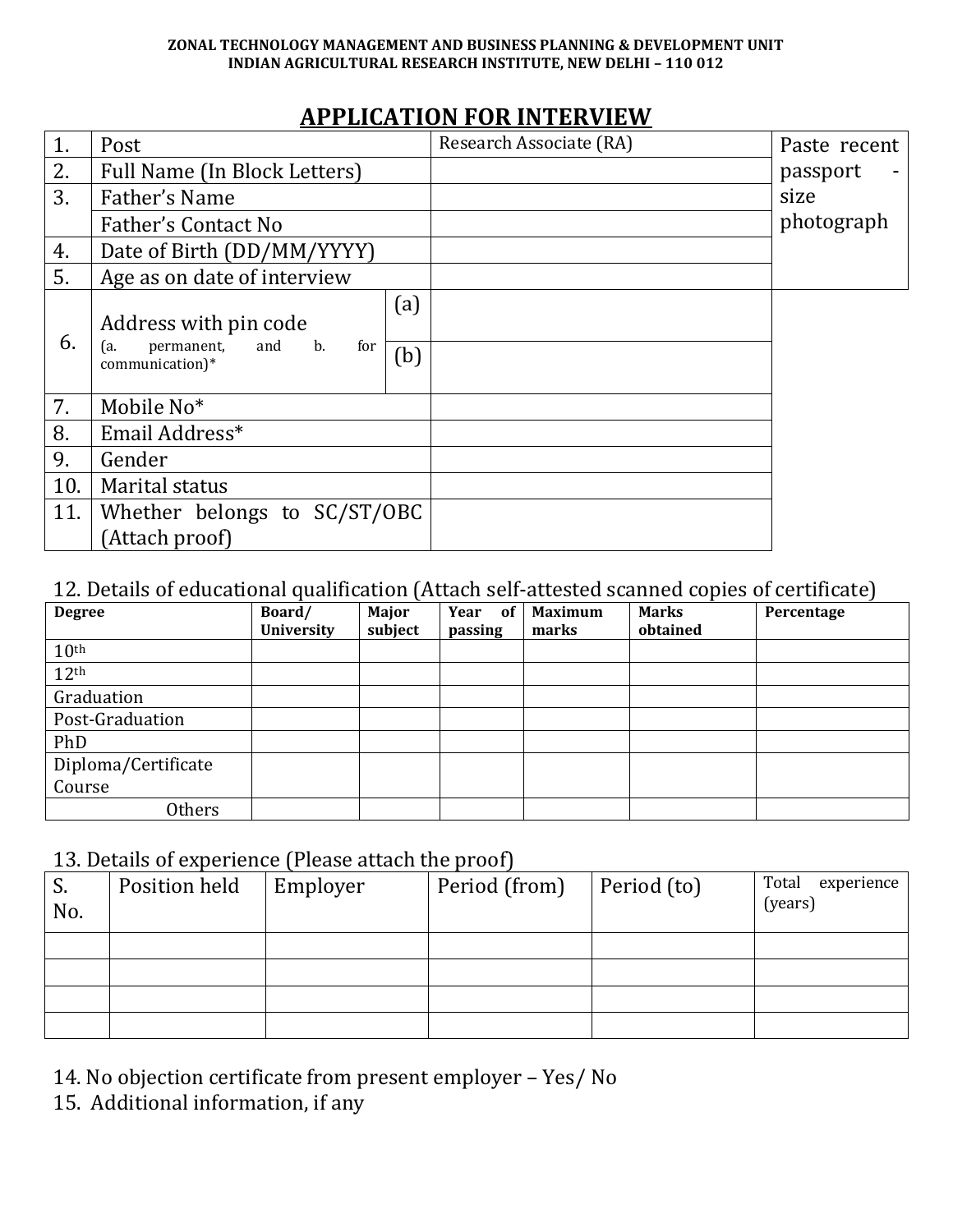**ZONAL TECHNOLOGY MANAGEMENT AND BUSINESS PLANNING & DEVELOPMENT UNIT**
**INDIAN AGRICULTURAL RESEARCH INSTITUTE, NEW DELHI – 110 012**

# APPLICATION FOR INTERVIEW

| | | | | |
|---|---|---|---|---|
| 1. | Post | | Research Associate (RA) | Paste recent passport - size photograph |
| 2. | Full Name (In Block Letters) | | | |
| 3. | Father's Name | | | |
| | Father's Contact No | | | |
| 4. | Date of Birth (DD/MM/YYYY) | | | |
| 5. | Age as on date of interview | | | |
| 6. | Address with pin code (a. permanent, and b. for communication)* | (a) | | |
| | | (b) | | |
| 7. | Mobile No* | | | |
| 8. | Email Address* | | | |
| 9. | Gender | | | |
| 10. | Marital status | | | |
| 11. | Whether belongs to SC/ST/OBC (Attach proof) | | | |

12. Details of educational qualification (Attach self-attested scanned copies of certificate)

| **Degree** | **Board/ University** | **Major subject** | **Year of passing** | **Maximum marks** | **Marks obtained** | **Percentage** |
|---|---|---|---|---|---|---|
| 10th | | | | | | |
| 12th | | | | | | |
| Graduation | | | | | | |
| Post-Graduation | | | | | | |
| PhD | | | | | | |
| Diploma/Certificate Course | | | | | | |
| Others | | | | | | |

13. Details of experience (Please attach the proof)

| S. No. | Position held | Employer | Period (from) | Period (to) | Total experience (years) |
|---|---|---|---|---|---|
| | | | | | |
| | | | | | |
| | | | | | |
| | | | | | |

14. No objection certificate from present employer – Yes/ No

15. Additional information, if any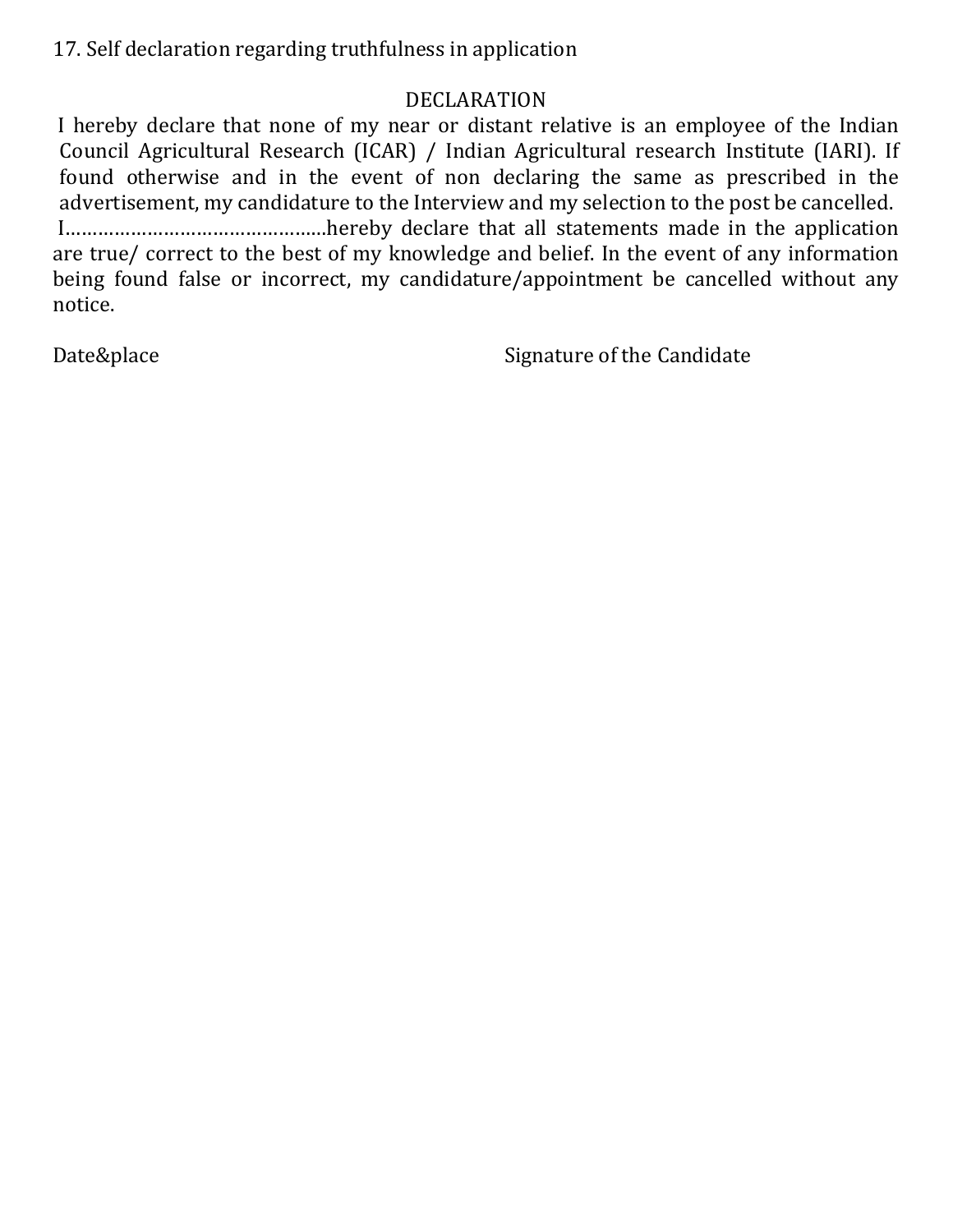17. Self declaration regarding truthfulness in application

## DECLARATION

I hereby declare that none of my near or distant relative is an employee of the Indian Council Agricultural Research (ICAR) / Indian Agricultural research Institute (IARI). If found otherwise and in the event of non declaring the same as prescribed in the advertisement, my candidature to the Interview and my selection to the post be cancelled.

I…………………………………………hereby declare that all statements made in the application are true/ correct to the best of my knowledge and belief. In the event of any information being found false or incorrect, my candidature/appointment be cancelled without any notice.

Date&place                                                    Signature of the Candidate